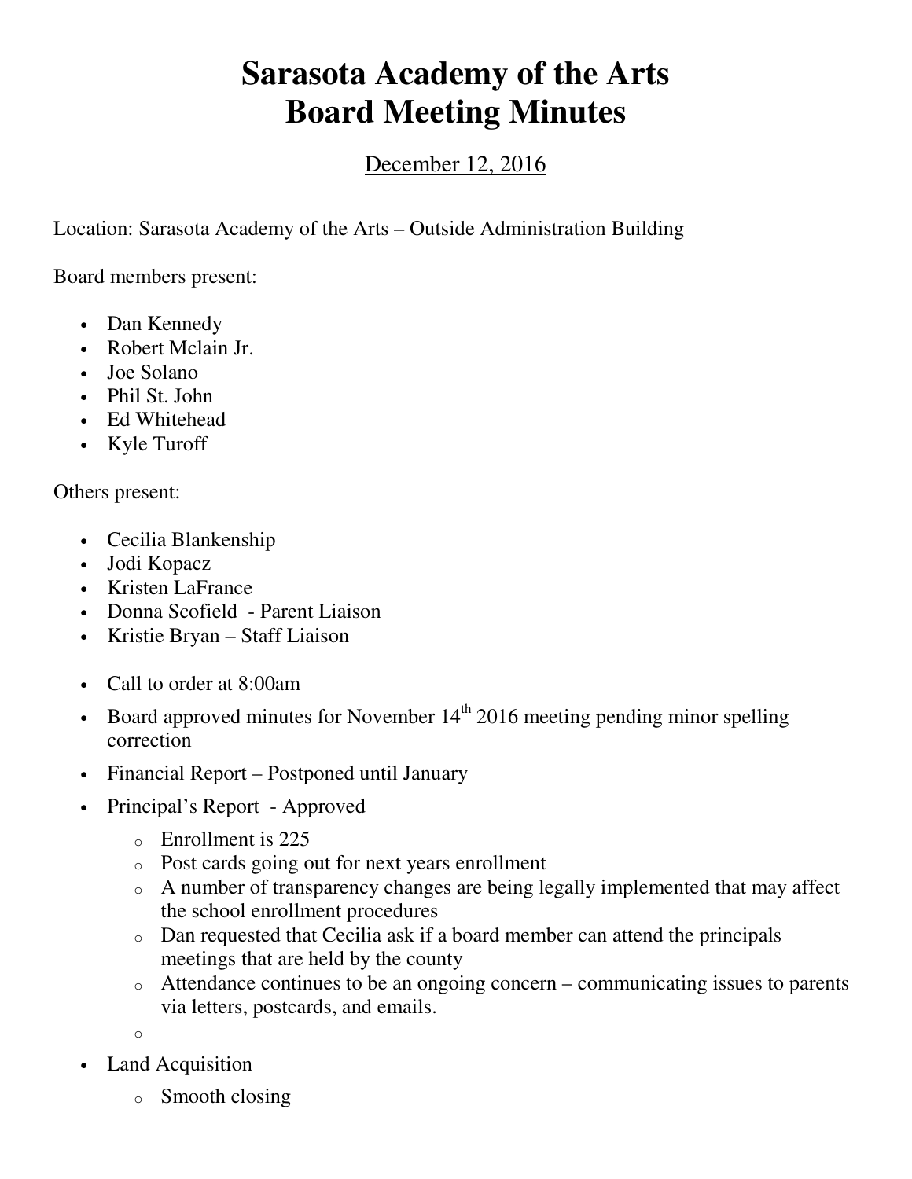# Sarasota Academy of the Arts
# Board Meeting Minutes

December 12, 2016

Location: Sarasota Academy of the Arts – Outside Administration Building

Board members present:

- Dan Kennedy
- Robert Mclain Jr.
- Joe Solano
- Phil St. John
- Ed Whitehead
- Kyle Turoff

Others present:

- Cecilia Blankenship
- Jodi Kopacz
- Kristen LaFrance
- Donna Scofield - Parent Liaison
- Kristie Bryan – Staff Liaison

- Call to order at 8:00am
- Board approved minutes for November 14th 2016 meeting pending minor spelling correction
- Financial Report – Postponed until January
- Principal's Report - Approved
  - Enrollment is 225
  - Post cards going out for next years enrollment
  - A number of transparency changes are being legally implemented that may affect the school enrollment procedures
  - Dan requested that Cecilia ask if a board member can attend the principals meetings that are held by the county
  - Attendance continues to be an ongoing concern – communicating issues to parents via letters, postcards, and emails.
- Land Acquisition
  - Smooth closing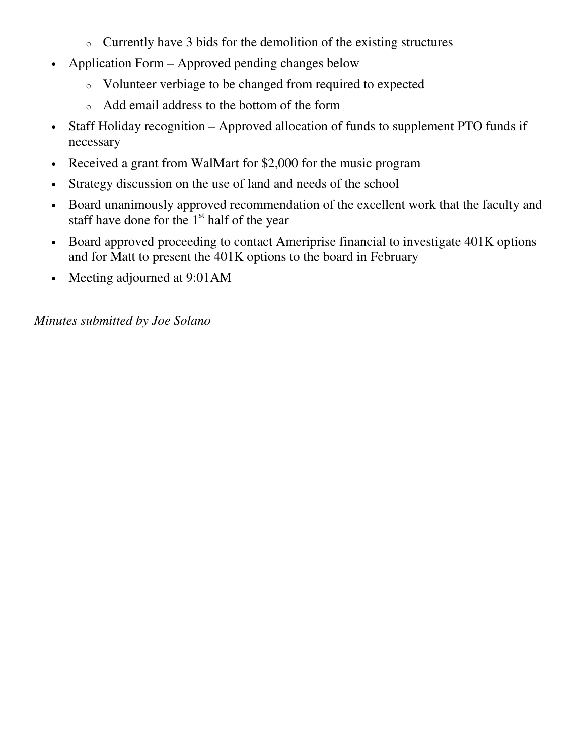- Currently have 3 bids for the demolition of the existing structures
- Application Form – Approved pending changes below
    - Volunteer verbiage to be changed from required to expected
    - Add email address to the bottom of the form
- Staff Holiday recognition – Approved allocation of funds to supplement PTO funds if necessary
- Received a grant from WalMart for $2,000 for the music program
- Strategy discussion on the use of land and needs of the school
- Board unanimously approved recommendation of the excellent work that the faculty and staff have done for the 1st half of the year
- Board approved proceeding to contact Ameriprise financial to investigate 401K options and for Matt to present the 401K options to the board in February
- Meeting adjourned at 9:01AM

*Minutes submitted by Joe Solano*